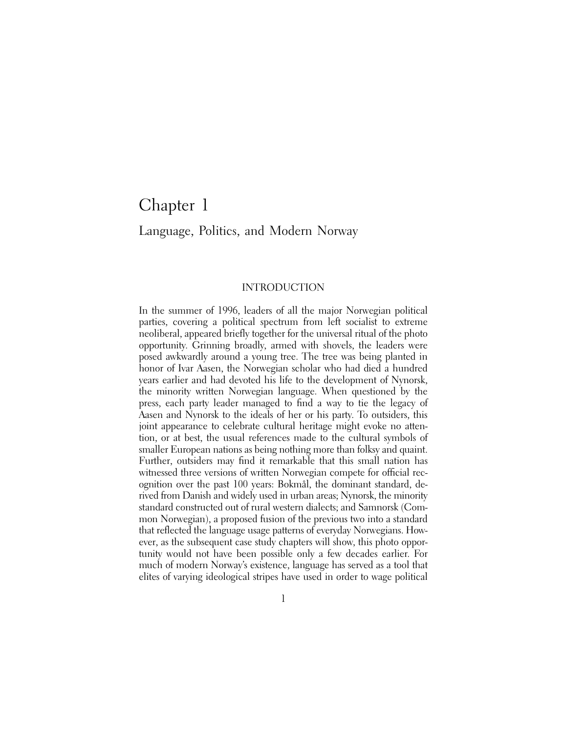# Chapter 1

## Language, Politics, and Modern Norway

### INTRODUCTION

In the summer of 1996, leaders of all the major Norwegian political parties, covering a political spectrum from left socialist to extreme neoliberal, appeared briefly together for the universal ritual of the photo opportunity. Grinning broadly, armed with shovels, the leaders were posed awkwardly around a young tree. The tree was being planted in honor of Ivar Aasen, the Norwegian scholar who had died a hundred years earlier and had devoted his life to the development of Nynorsk, the minority written Norwegian language. When questioned by the press, each party leader managed to find a way to tie the legacy of Aasen and Nynorsk to the ideals of her or his party. To outsiders, this joint appearance to celebrate cultural heritage might evoke no attention, or at best, the usual references made to the cultural symbols of smaller European nations as being nothing more than folksy and quaint. Further, outsiders may find it remarkable that this small nation has witnessed three versions of written Norwegian compete for official recognition over the past 100 years: Bokmål, the dominant standard, derived from Danish and widely used in urban areas; Nynorsk, the minority standard constructed out of rural western dialects; and Samnorsk (Common Norwegian), a proposed fusion of the previous two into a standard that reflected the language usage patterns of everyday Norwegians. However, as the subsequent case study chapters will show, this photo opportunity would not have been possible only a few decades earlier. For much of modern Norway's existence, language has served as a tool that elites of varying ideological stripes have used in order to wage political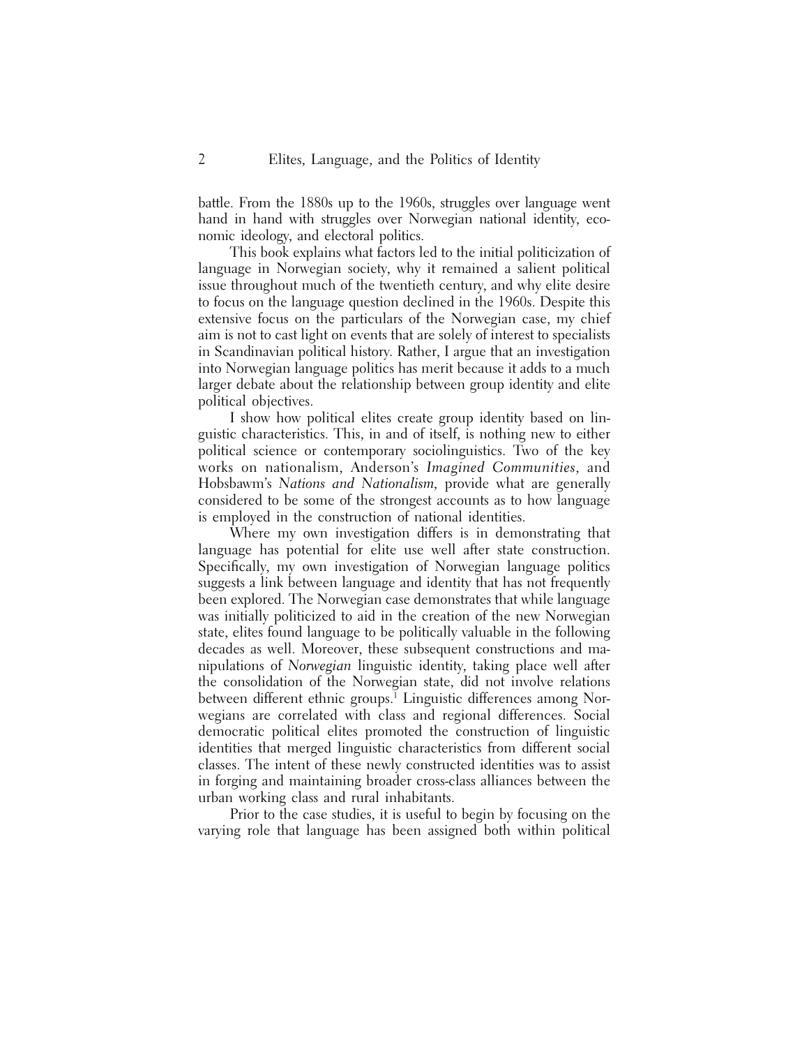battle. From the 1880s up to the 1960s, struggles over language went hand in hand with struggles over Norwegian national identity, economic ideology, and electoral politics.

This book explains what factors led to the initial politicization of language in Norwegian society, why it remained a salient political issue throughout much of the twentieth century, and why elite desire to focus on the language question declined in the 1960s. Despite this extensive focus on the particulars of the Norwegian case, my chief aim is not to cast light on events that are solely of interest to specialists in Scandinavian political history. Rather, I argue that an investigation into Norwegian language politics has merit because it adds to a much larger debate about the relationship between group identity and elite political objectives.

I show how political elites create group identity based on linguistic characteristics. This, in and of itself, is nothing new to either political science or contemporary sociolinguistics. Two of the key works on nationalism, Anderson's *Imagined Communities*, and Hobsbawm's *Nations and Nationalism*, provide what are generally considered to be some of the strongest accounts as to how language is employed in the construction of national identities.

Where my own investigation differs is in demonstrating that language has potential for elite use well after state construction. Specifically, my own investigation of Norwegian language politics suggests a link between language and identity that has not frequently been explored. The Norwegian case demonstrates that while language was initially politicized to aid in the creation of the new Norwegian state, elites found language to be politically valuable in the following decades as well. Moreover, these subsequent constructions and manipulations of *Norwegian* linguistic identity, taking place well after the consolidation of the Norwegian state, did not involve relations between different ethnic groups.[1] Linguistic differences among Norwegians are correlated with class and regional differences. Social democratic political elites promoted the construction of linguistic identities that merged linguistic characteristics from different social classes. The intent of these newly constructed identities was to assist in forging and maintaining broader cross-class alliances between the urban working class and rural inhabitants.

Prior to the case studies, it is useful to begin by focusing on the varying role that language has been assigned both within political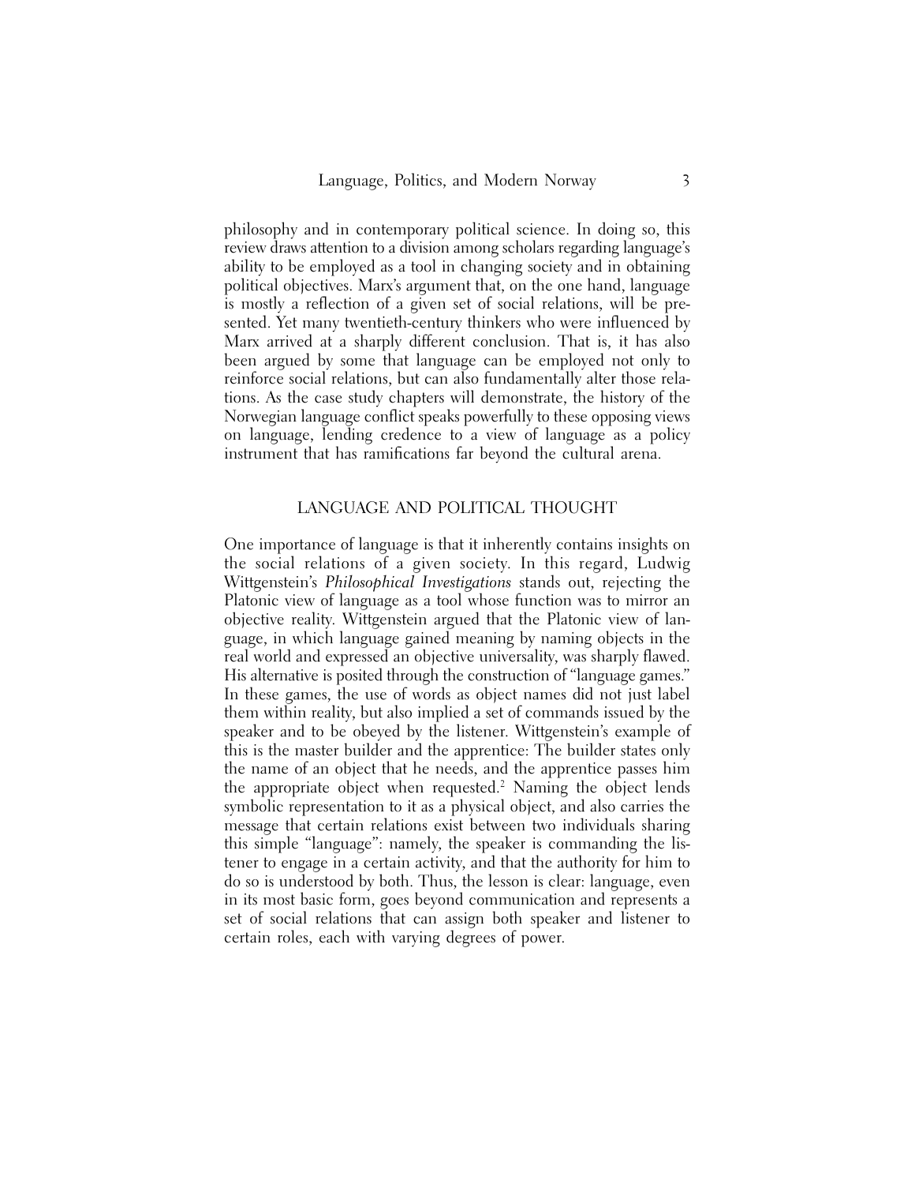philosophy and in contemporary political science. In doing so, this review draws attention to a division among scholars regarding language's ability to be employed as a tool in changing society and in obtaining political objectives. Marx's argument that, on the one hand, language is mostly a reflection of a given set of social relations, will be presented. Yet many twentieth-century thinkers who were influenced by Marx arrived at a sharply different conclusion. That is, it has also been argued by some that language can be employed not only to reinforce social relations, but can also fundamentally alter those relations. As the case study chapters will demonstrate, the history of the Norwegian language conflict speaks powerfully to these opposing views on language, lending credence to a view of language as a policy instrument that has ramifications far beyond the cultural arena.

## LANGUAGE AND POLITICAL THOUGHT

One importance of language is that it inherently contains insights on the social relations of a given society. In this regard, Ludwig Wittgenstein's *Philosophical Investigations* stands out, rejecting the Platonic view of language as a tool whose function was to mirror an objective reality. Wittgenstein argued that the Platonic view of language, in which language gained meaning by naming objects in the real world and expressed an objective universality, was sharply flawed. His alternative is posited through the construction of "language games." In these games, the use of words as object names did not just label them within reality, but also implied a set of commands issued by the speaker and to be obeyed by the listener. Wittgenstein's example of this is the master builder and the apprentice: The builder states only the name of an object that he needs, and the apprentice passes him the appropriate object when requested.[2] Naming the object lends symbolic representation to it as a physical object, and also carries the message that certain relations exist between two individuals sharing this simple "language": namely, the speaker is commanding the listener to engage in a certain activity, and that the authority for him to do so is understood by both. Thus, the lesson is clear: language, even in its most basic form, goes beyond communication and represents a set of social relations that can assign both speaker and listener to certain roles, each with varying degrees of power.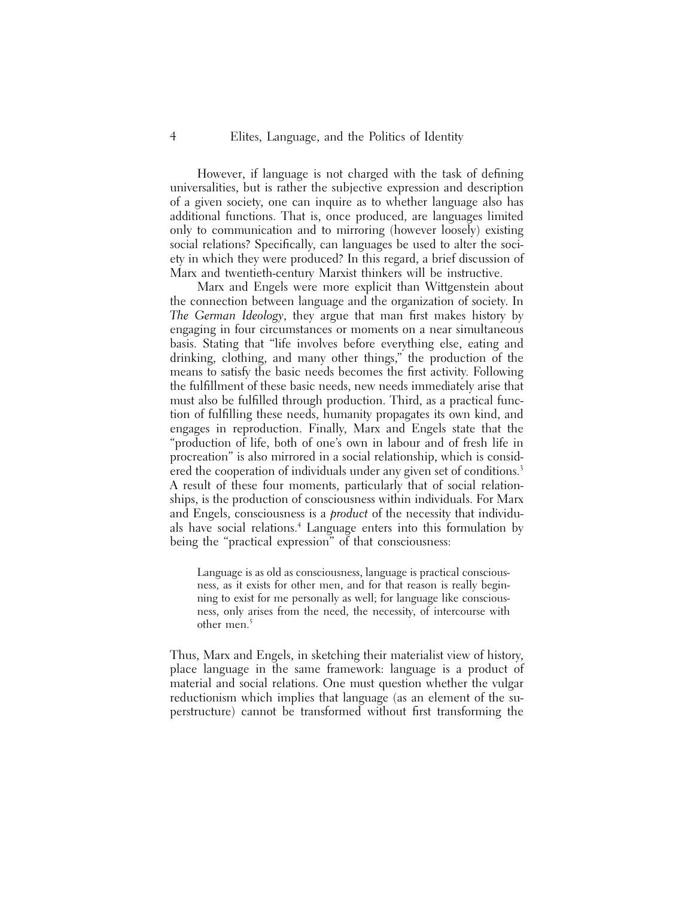However, if language is not charged with the task of defining universalities, but is rather the subjective expression and description of a given society, one can inquire as to whether language also has additional functions. That is, once produced, are languages limited only to communication and to mirroring (however loosely) existing social relations? Specifically, can languages be used to alter the society in which they were produced? In this regard, a brief discussion of Marx and twentieth-century Marxist thinkers will be instructive.

Marx and Engels were more explicit than Wittgenstein about the connection between language and the organization of society. In *The German Ideology*, they argue that man first makes history by engaging in four circumstances or moments on a near simultaneous basis. Stating that "life involves before everything else, eating and drinking, clothing, and many other things," the production of the means to satisfy the basic needs becomes the first activity. Following the fulfillment of these basic needs, new needs immediately arise that must also be fulfilled through production. Third, as a practical function of fulfilling these needs, humanity propagates its own kind, and engages in reproduction. Finally, Marx and Engels state that the "production of life, both of one's own in labour and of fresh life in procreation" is also mirrored in a social relationship, which is considered the cooperation of individuals under any given set of conditions.[3] A result of these four moments, particularly that of social relationships, is the production of consciousness within individuals. For Marx and Engels, consciousness is a *product* of the necessity that individuals have social relations.[4] Language enters into this formulation by being the "practical expression" of that consciousness:

> Language is as old as consciousness, language is practical consciousness, as it exists for other men, and for that reason is really beginning to exist for me personally as well; for language like consciousness, only arises from the need, the necessity, of intercourse with other men.[5]

Thus, Marx and Engels, in sketching their materialist view of history, place language in the same framework: language is a product of material and social relations. One must question whether the vulgar reductionism which implies that language (as an element of the superstructure) cannot be transformed without first transforming the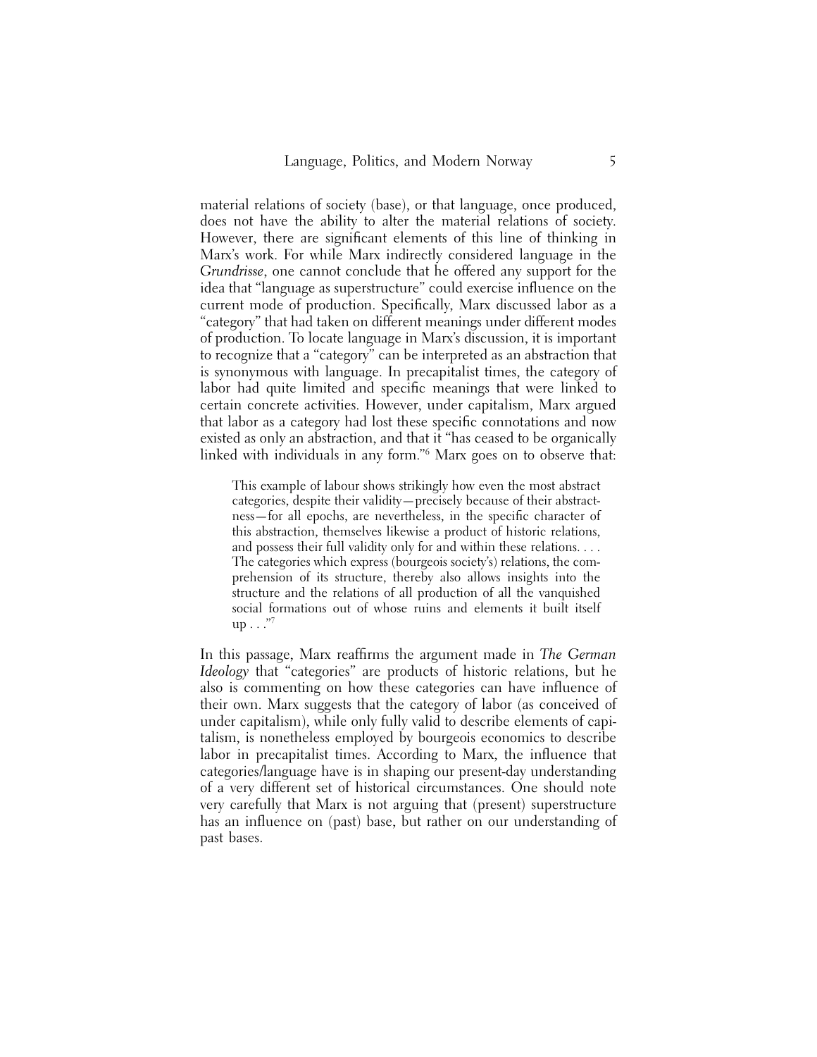material relations of society (base), or that language, once produced, does not have the ability to alter the material relations of society. However, there are significant elements of this line of thinking in Marx's work. For while Marx indirectly considered language in the *Grundrisse*, one cannot conclude that he offered any support for the idea that "language as superstructure" could exercise influence on the current mode of production. Specifically, Marx discussed labor as a "category" that had taken on different meanings under different modes of production. To locate language in Marx's discussion, it is important to recognize that a "category" can be interpreted as an abstraction that is synonymous with language. In precapitalist times, the category of labor had quite limited and specific meanings that were linked to certain concrete activities. However, under capitalism, Marx argued that labor as a category had lost these specific connotations and now existed as only an abstraction, and that it "has ceased to be organically linked with individuals in any form."[6] Marx goes on to observe that:

> This example of labour shows strikingly how even the most abstract categories, despite their validity—precisely because of their abstractness—for all epochs, are nevertheless, in the specific character of this abstraction, themselves likewise a product of historic relations, and possess their full validity only for and within these relations. . . . The categories which express (bourgeois society's) relations, the comprehension of its structure, thereby also allows insights into the structure and the relations of all production of all the vanquished social formations out of whose ruins and elements it built itself up . . ."[7]

In this passage, Marx reaffirms the argument made in *The German Ideology* that "categories" are products of historic relations, but he also is commenting on how these categories can have influence of their own. Marx suggests that the category of labor (as conceived of under capitalism), while only fully valid to describe elements of capitalism, is nonetheless employed by bourgeois economics to describe labor in precapitalist times. According to Marx, the influence that categories/language have is in shaping our present-day understanding of a very different set of historical circumstances. One should note very carefully that Marx is not arguing that (present) superstructure has an influence on (past) base, but rather on our understanding of past bases.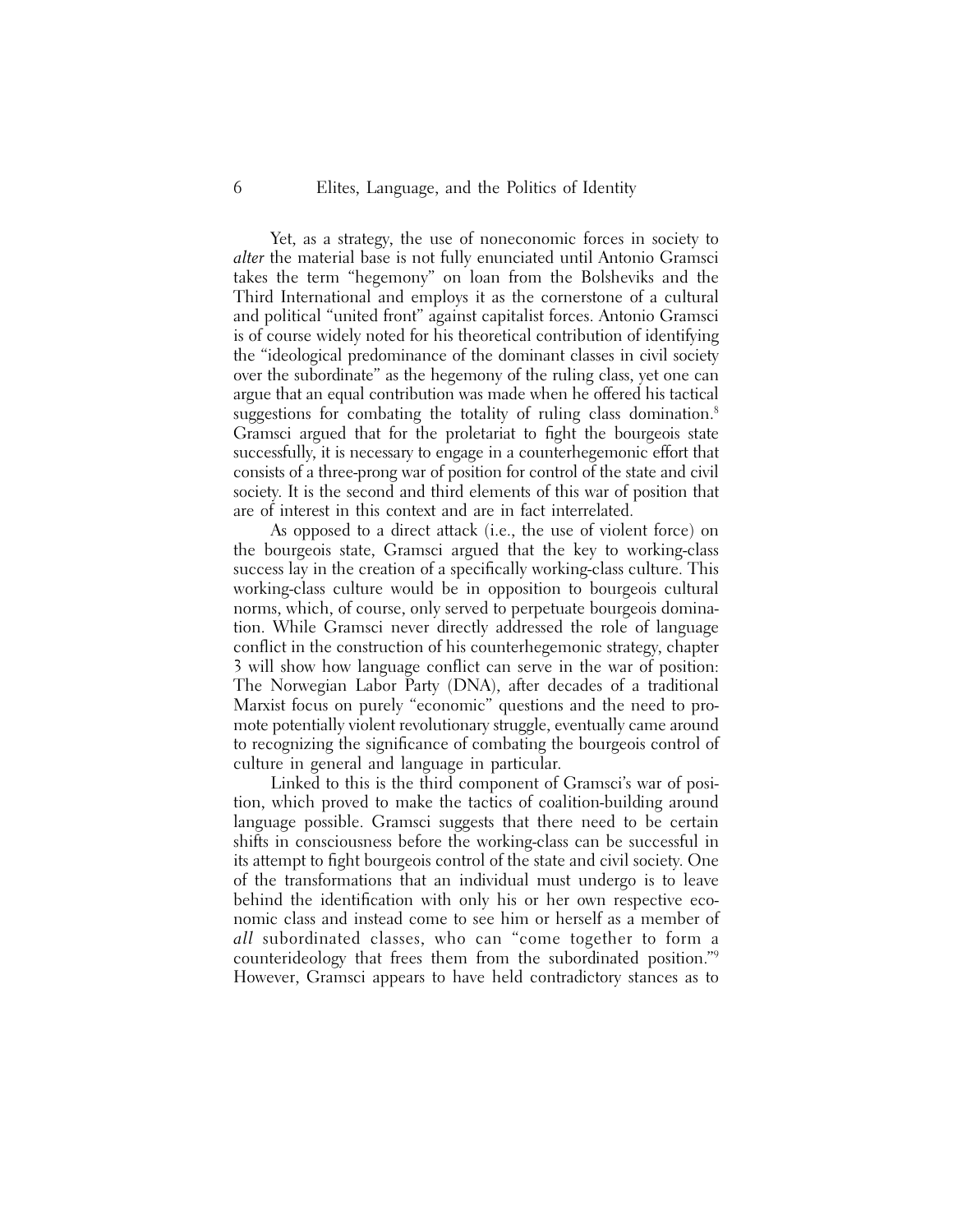Yet, as a strategy, the use of noneconomic forces in society to *alter* the material base is not fully enunciated until Antonio Gramsci takes the term "hegemony" on loan from the Bolsheviks and the Third International and employs it as the cornerstone of a cultural and political "united front" against capitalist forces. Antonio Gramsci is of course widely noted for his theoretical contribution of identifying the "ideological predominance of the dominant classes in civil society over the subordinate" as the hegemony of the ruling class, yet one can argue that an equal contribution was made when he offered his tactical suggestions for combating the totality of ruling class domination.[8] Gramsci argued that for the proletariat to fight the bourgeois state successfully, it is necessary to engage in a counterhegemonic effort that consists of a three-prong war of position for control of the state and civil society. It is the second and third elements of this war of position that are of interest in this context and are in fact interrelated.

As opposed to a direct attack (i.e., the use of violent force) on the bourgeois state, Gramsci argued that the key to working-class success lay in the creation of a specifically working-class culture. This working-class culture would be in opposition to bourgeois cultural norms, which, of course, only served to perpetuate bourgeois domination. While Gramsci never directly addressed the role of language conflict in the construction of his counterhegemonic strategy, chapter 3 will show how language conflict can serve in the war of position: The Norwegian Labor Party (DNA), after decades of a traditional Marxist focus on purely "economic" questions and the need to promote potentially violent revolutionary struggle, eventually came around to recognizing the significance of combating the bourgeois control of culture in general and language in particular.

Linked to this is the third component of Gramsci's war of position, which proved to make the tactics of coalition-building around language possible. Gramsci suggests that there need to be certain shifts in consciousness before the working-class can be successful in its attempt to fight bourgeois control of the state and civil society. One of the transformations that an individual must undergo is to leave behind the identification with only his or her own respective economic class and instead come to see him or herself as a member of *all* subordinated classes, who can "come together to form a counterideology that frees them from the subordinated position."[9] However, Gramsci appears to have held contradictory stances as to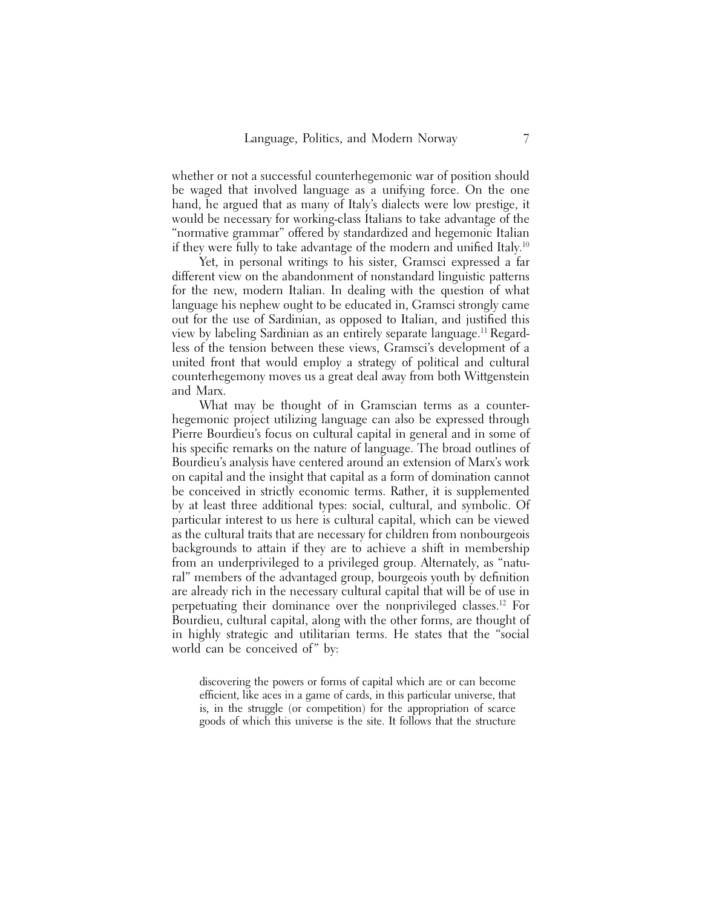whether or not a successful counterhegemonic war of position should be waged that involved language as a unifying force. On the one hand, he argued that as many of Italy's dialects were low prestige, it would be necessary for working-class Italians to take advantage of the "normative grammar" offered by standardized and hegemonic Italian if they were fully to take advantage of the modern and unified Italy.[10]

Yet, in personal writings to his sister, Gramsci expressed a far different view on the abandonment of nonstandard linguistic patterns for the new, modern Italian. In dealing with the question of what language his nephew ought to be educated in, Gramsci strongly came out for the use of Sardinian, as opposed to Italian, and justified this view by labeling Sardinian as an entirely separate language.[11] Regardless of the tension between these views, Gramsci's development of a united front that would employ a strategy of political and cultural counterhegemony moves us a great deal away from both Wittgenstein and Marx.

What may be thought of in Gramscian terms as a counterhegemonic project utilizing language can also be expressed through Pierre Bourdieu's focus on cultural capital in general and in some of his specific remarks on the nature of language. The broad outlines of Bourdieu's analysis have centered around an extension of Marx's work on capital and the insight that capital as a form of domination cannot be conceived in strictly economic terms. Rather, it is supplemented by at least three additional types: social, cultural, and symbolic. Of particular interest to us here is cultural capital, which can be viewed as the cultural traits that are necessary for children from nonbourgeois backgrounds to attain if they are to achieve a shift in membership from an underprivileged to a privileged group. Alternately, as "natural" members of the advantaged group, bourgeois youth by definition are already rich in the necessary cultural capital that will be of use in perpetuating their dominance over the nonprivileged classes.[12] For Bourdieu, cultural capital, along with the other forms, are thought of in highly strategic and utilitarian terms. He states that the "social world can be conceived of" by:

> discovering the powers or forms of capital which are or can become efficient, like aces in a game of cards, in this particular universe, that is, in the struggle (or competition) for the appropriation of scarce goods of which this universe is the site. It follows that the structure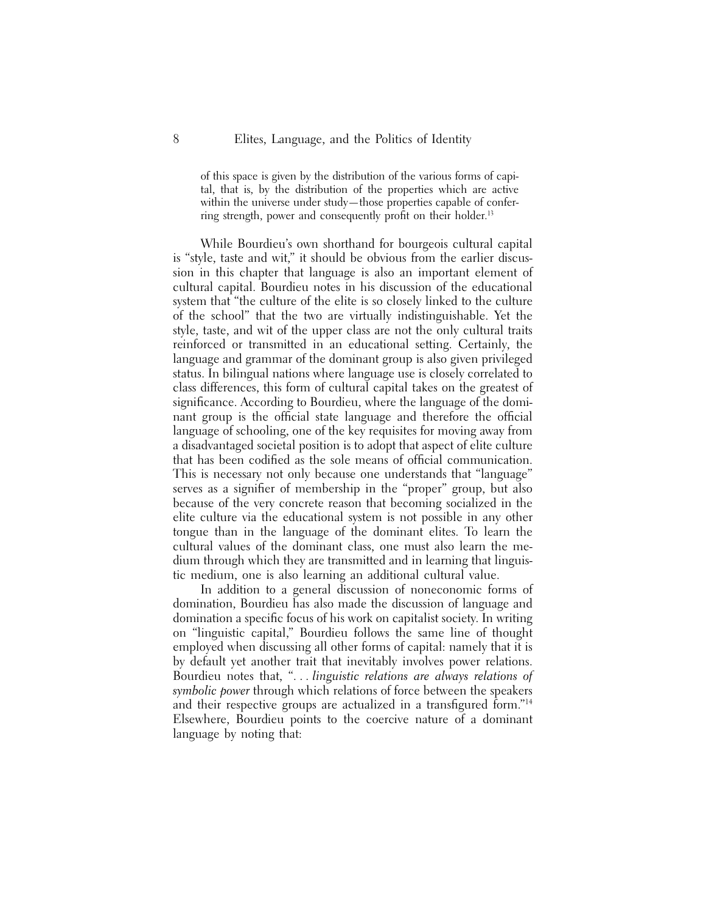> of this space is given by the distribution of the various forms of capital, that is, by the distribution of the properties which are active within the universe under study—those properties capable of conferring strength, power and consequently profit on their holder.[13]

While Bourdieu's own shorthand for bourgeois cultural capital is "style, taste and wit," it should be obvious from the earlier discussion in this chapter that language is also an important element of cultural capital. Bourdieu notes in his discussion of the educational system that "the culture of the elite is so closely linked to the culture of the school" that the two are virtually indistinguishable. Yet the style, taste, and wit of the upper class are not the only cultural traits reinforced or transmitted in an educational setting. Certainly, the language and grammar of the dominant group is also given privileged status. In bilingual nations where language use is closely correlated to class differences, this form of cultural capital takes on the greatest of significance. According to Bourdieu, where the language of the dominant group is the official state language and therefore the official language of schooling, one of the key requisites for moving away from a disadvantaged societal position is to adopt that aspect of elite culture that has been codified as the sole means of official communication. This is necessary not only because one understands that "language" serves as a signifier of membership in the "proper" group, but also because of the very concrete reason that becoming socialized in the elite culture via the educational system is not possible in any other tongue than in the language of the dominant elites. To learn the cultural values of the dominant class, one must also learn the medium through which they are transmitted and in learning that linguistic medium, one is also learning an additional cultural value.

In addition to a general discussion of noneconomic forms of domination, Bourdieu has also made the discussion of language and domination a specific focus of his work on capitalist society. In writing on "linguistic capital," Bourdieu follows the same line of thought employed when discussing all other forms of capital: namely that it is by default yet another trait that inevitably involves power relations. Bourdieu notes that, ". . . *linguistic relations are always relations of symbolic power* through which relations of force between the speakers and their respective groups are actualized in a transfigured form."[14] Elsewhere, Bourdieu points to the coercive nature of a dominant language by noting that: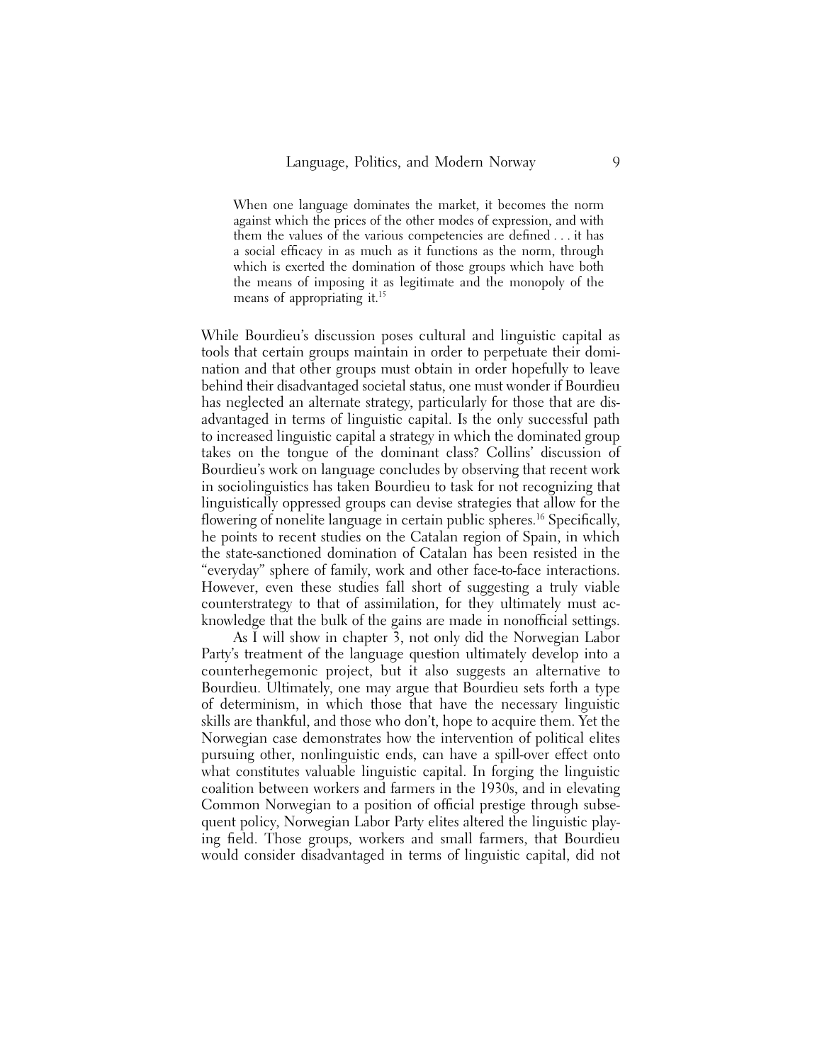> When one language dominates the market, it becomes the norm against which the prices of the other modes of expression, and with them the values of the various competencies are defined . . . it has a social efficacy in as much as it functions as the norm, through which is exerted the domination of those groups which have both the means of imposing it as legitimate and the monopoly of the means of appropriating it.[15]

While Bourdieu's discussion poses cultural and linguistic capital as tools that certain groups maintain in order to perpetuate their domination and that other groups must obtain in order hopefully to leave behind their disadvantaged societal status, one must wonder if Bourdieu has neglected an alternate strategy, particularly for those that are disadvantaged in terms of linguistic capital. Is the only successful path to increased linguistic capital a strategy in which the dominated group takes on the tongue of the dominant class? Collins' discussion of Bourdieu's work on language concludes by observing that recent work in sociolinguistics has taken Bourdieu to task for not recognizing that linguistically oppressed groups can devise strategies that allow for the flowering of nonelite language in certain public spheres.[16] Specifically, he points to recent studies on the Catalan region of Spain, in which the state-sanctioned domination of Catalan has been resisted in the "everyday" sphere of family, work and other face-to-face interactions. However, even these studies fall short of suggesting a truly viable counterstrategy to that of assimilation, for they ultimately must acknowledge that the bulk of the gains are made in nonofficial settings.

As I will show in chapter 3, not only did the Norwegian Labor Party's treatment of the language question ultimately develop into a counterhegemonic project, but it also suggests an alternative to Bourdieu. Ultimately, one may argue that Bourdieu sets forth a type of determinism, in which those that have the necessary linguistic skills are thankful, and those who don't, hope to acquire them. Yet the Norwegian case demonstrates how the intervention of political elites pursuing other, nonlinguistic ends, can have a spill-over effect onto what constitutes valuable linguistic capital. In forging the linguistic coalition between workers and farmers in the 1930s, and in elevating Common Norwegian to a position of official prestige through subsequent policy, Norwegian Labor Party elites altered the linguistic playing field. Those groups, workers and small farmers, that Bourdieu would consider disadvantaged in terms of linguistic capital, did not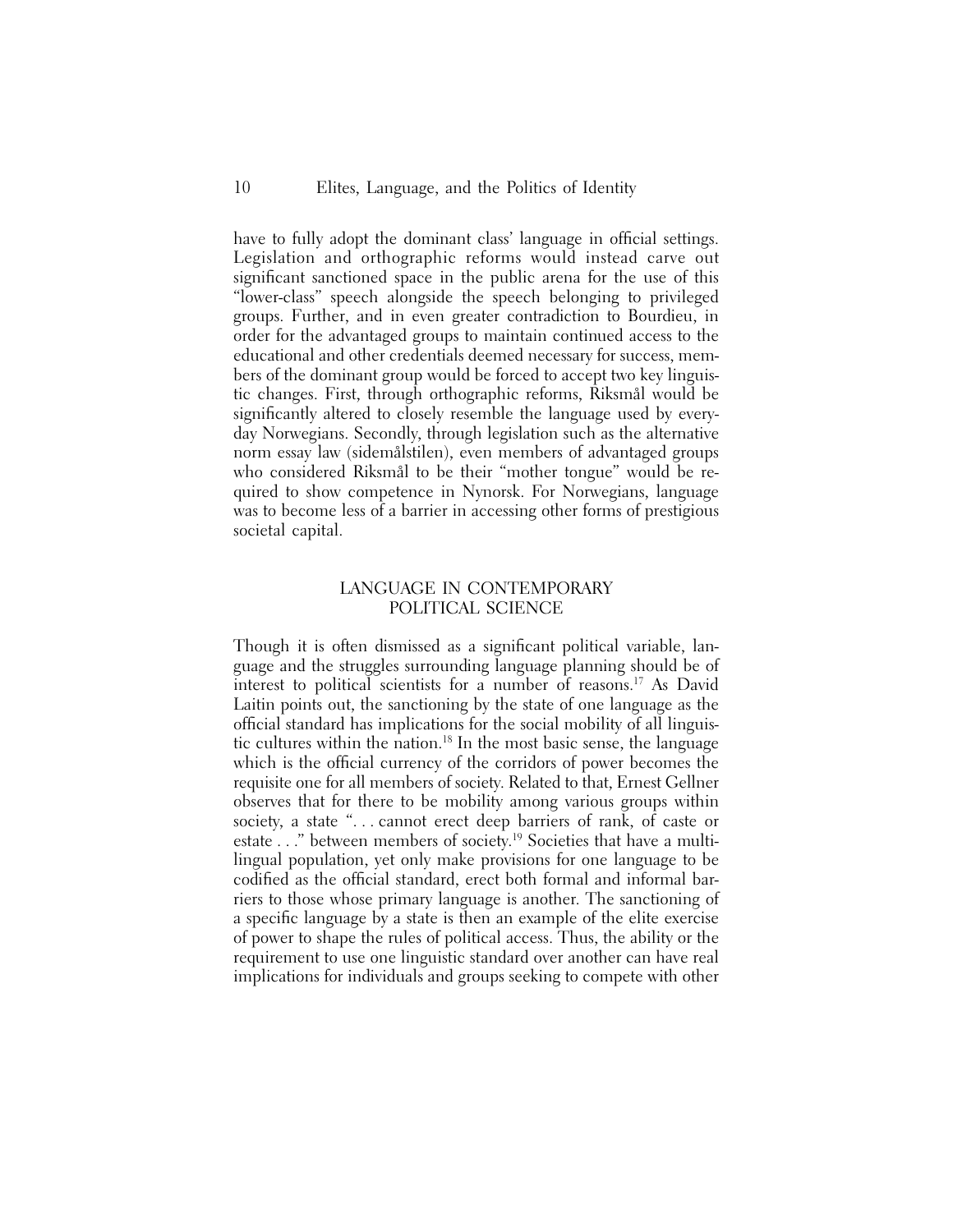have to fully adopt the dominant class' language in official settings. Legislation and orthographic reforms would instead carve out significant sanctioned space in the public arena for the use of this "lower-class" speech alongside the speech belonging to privileged groups. Further, and in even greater contradiction to Bourdieu, in order for the advantaged groups to maintain continued access to the educational and other credentials deemed necessary for success, members of the dominant group would be forced to accept two key linguistic changes. First, through orthographic reforms, Riksmål would be significantly altered to closely resemble the language used by everyday Norwegians. Secondly, through legislation such as the alternative norm essay law (sidemålstilen), even members of advantaged groups who considered Riksmål to be their "mother tongue" would be required to show competence in Nynorsk. For Norwegians, language was to become less of a barrier in accessing other forms of prestigious societal capital.

## LANGUAGE IN CONTEMPORARY POLITICAL SCIENCE

Though it is often dismissed as a significant political variable, language and the struggles surrounding language planning should be of interest to political scientists for a number of reasons.[17] As David Laitin points out, the sanctioning by the state of one language as the official standard has implications for the social mobility of all linguistic cultures within the nation.[18] In the most basic sense, the language which is the official currency of the corridors of power becomes the requisite one for all members of society. Related to that, Ernest Gellner observes that for there to be mobility among various groups within society, a state ". . . cannot erect deep barriers of rank, of caste or estate . . ." between members of society.[19] Societies that have a multilingual population, yet only make provisions for one language to be codified as the official standard, erect both formal and informal barriers to those whose primary language is another. The sanctioning of a specific language by a state is then an example of the elite exercise of power to shape the rules of political access. Thus, the ability or the requirement to use one linguistic standard over another can have real implications for individuals and groups seeking to compete with other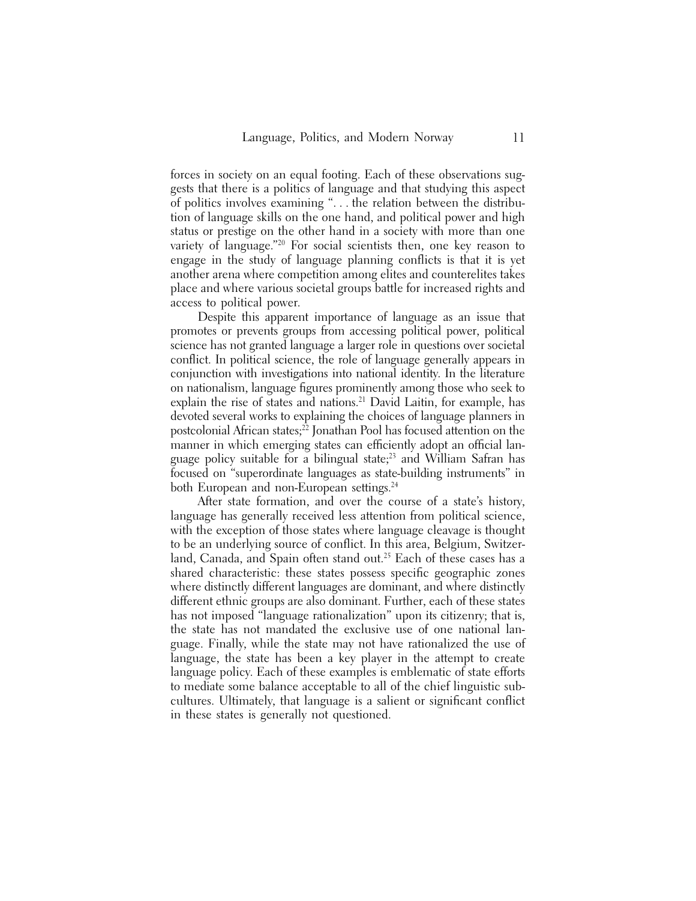forces in society on an equal footing. Each of these observations suggests that there is a politics of language and that studying this aspect of politics involves examining ". . . the relation between the distribution of language skills on the one hand, and political power and high status or prestige on the other hand in a society with more than one variety of language."[20] For social scientists then, one key reason to engage in the study of language planning conflicts is that it is yet another arena where competition among elites and counterelites takes place and where various societal groups battle for increased rights and access to political power.

Despite this apparent importance of language as an issue that promotes or prevents groups from accessing political power, political science has not granted language a larger role in questions over societal conflict. In political science, the role of language generally appears in conjunction with investigations into national identity. In the literature on nationalism, language figures prominently among those who seek to explain the rise of states and nations.[21] David Laitin, for example, has devoted several works to explaining the choices of language planners in postcolonial African states;[22] Jonathan Pool has focused attention on the manner in which emerging states can efficiently adopt an official language policy suitable for a bilingual state;[23] and William Safran has focused on "superordinate languages as state-building instruments" in both European and non-European settings.[24]

After state formation, and over the course of a state's history, language has generally received less attention from political science, with the exception of those states where language cleavage is thought to be an underlying source of conflict. In this area, Belgium, Switzerland, Canada, and Spain often stand out.[25] Each of these cases has a shared characteristic: these states possess specific geographic zones where distinctly different languages are dominant, and where distinctly different ethnic groups are also dominant. Further, each of these states has not imposed "language rationalization" upon its citizenry; that is, the state has not mandated the exclusive use of one national language. Finally, while the state may not have rationalized the use of language, the state has been a key player in the attempt to create language policy. Each of these examples is emblematic of state efforts to mediate some balance acceptable to all of the chief linguistic subcultures. Ultimately, that language is a salient or significant conflict in these states is generally not questioned.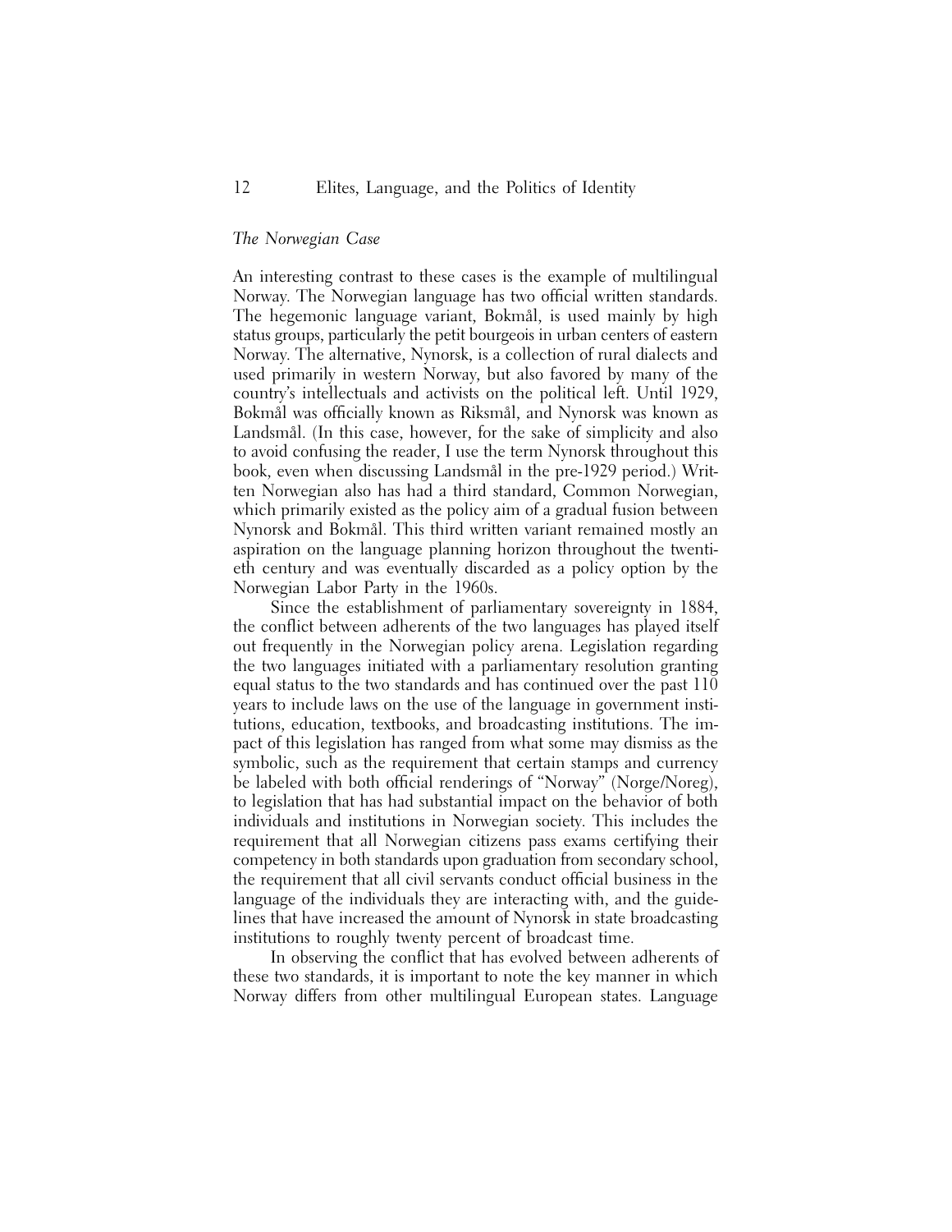*The Norwegian Case*

An interesting contrast to these cases is the example of multilingual Norway. The Norwegian language has two official written standards. The hegemonic language variant, Bokmål, is used mainly by high status groups, particularly the petit bourgeois in urban centers of eastern Norway. The alternative, Nynorsk, is a collection of rural dialects and used primarily in western Norway, but also favored by many of the country's intellectuals and activists on the political left. Until 1929, Bokmål was officially known as Riksmål, and Nynorsk was known as Landsmål. (In this case, however, for the sake of simplicity and also to avoid confusing the reader, I use the term Nynorsk throughout this book, even when discussing Landsmål in the pre-1929 period.) Written Norwegian also has had a third standard, Common Norwegian, which primarily existed as the policy aim of a gradual fusion between Nynorsk and Bokmål. This third written variant remained mostly an aspiration on the language planning horizon throughout the twentieth century and was eventually discarded as a policy option by the Norwegian Labor Party in the 1960s.

Since the establishment of parliamentary sovereignty in 1884, the conflict between adherents of the two languages has played itself out frequently in the Norwegian policy arena. Legislation regarding the two languages initiated with a parliamentary resolution granting equal status to the two standards and has continued over the past 110 years to include laws on the use of the language in government institutions, education, textbooks, and broadcasting institutions. The impact of this legislation has ranged from what some may dismiss as the symbolic, such as the requirement that certain stamps and currency be labeled with both official renderings of "Norway" (Norge/Noreg), to legislation that has had substantial impact on the behavior of both individuals and institutions in Norwegian society. This includes the requirement that all Norwegian citizens pass exams certifying their competency in both standards upon graduation from secondary school, the requirement that all civil servants conduct official business in the language of the individuals they are interacting with, and the guidelines that have increased the amount of Nynorsk in state broadcasting institutions to roughly twenty percent of broadcast time.

In observing the conflict that has evolved between adherents of these two standards, it is important to note the key manner in which Norway differs from other multilingual European states. Language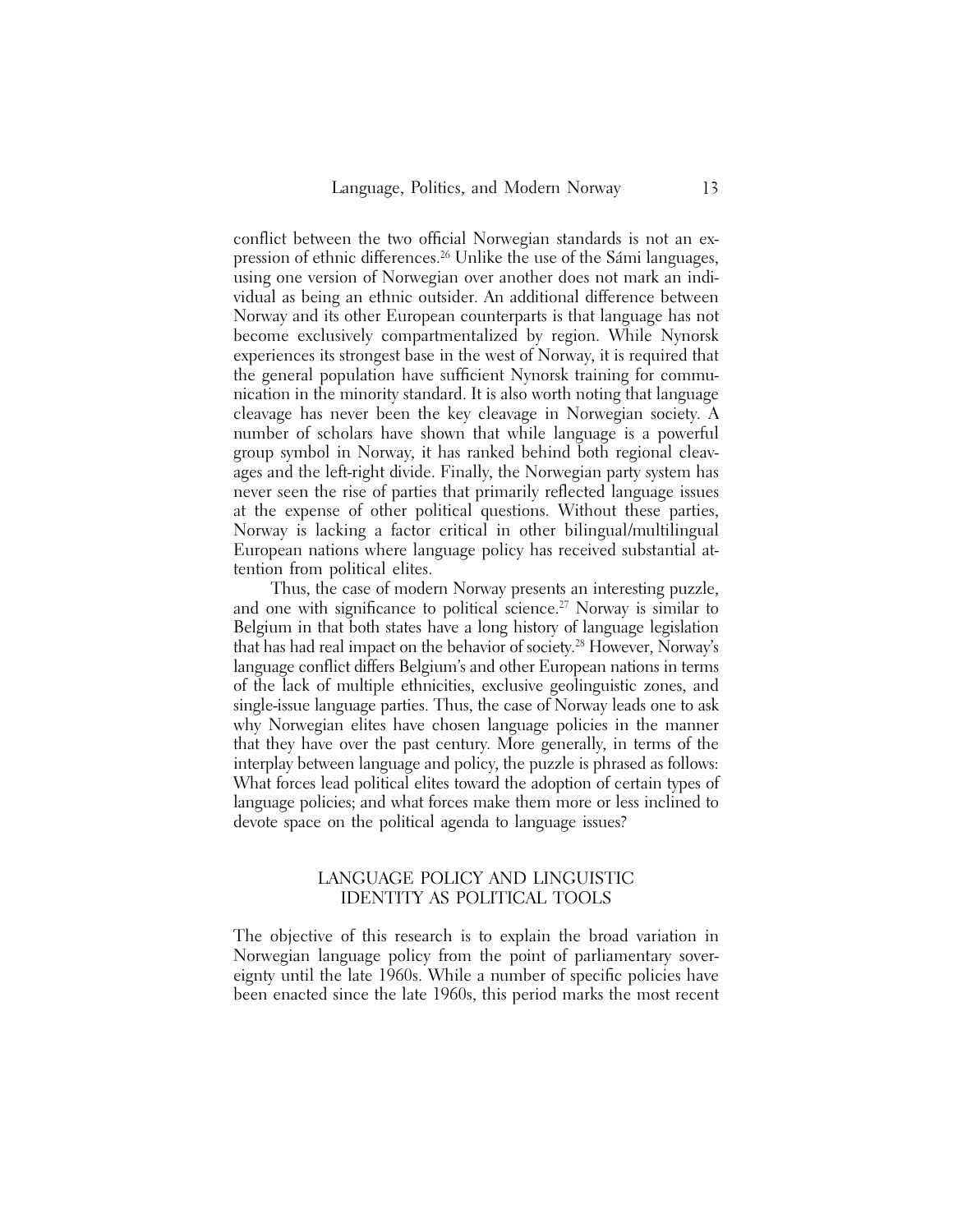conflict between the two official Norwegian standards is not an expression of ethnic differences.[26] Unlike the use of the Sámi languages, using one version of Norwegian over another does not mark an individual as being an ethnic outsider. An additional difference between Norway and its other European counterparts is that language has not become exclusively compartmentalized by region. While Nynorsk experiences its strongest base in the west of Norway, it is required that the general population have sufficient Nynorsk training for communication in the minority standard. It is also worth noting that language cleavage has never been the key cleavage in Norwegian society. A number of scholars have shown that while language is a powerful group symbol in Norway, it has ranked behind both regional cleavages and the left-right divide. Finally, the Norwegian party system has never seen the rise of parties that primarily reflected language issues at the expense of other political questions. Without these parties, Norway is lacking a factor critical in other bilingual/multilingual European nations where language policy has received substantial attention from political elites.

Thus, the case of modern Norway presents an interesting puzzle, and one with significance to political science.[27] Norway is similar to Belgium in that both states have a long history of language legislation that has had real impact on the behavior of society.[28] However, Norway's language conflict differs Belgium's and other European nations in terms of the lack of multiple ethnicities, exclusive geolinguistic zones, and single-issue language parties. Thus, the case of Norway leads one to ask why Norwegian elites have chosen language policies in the manner that they have over the past century. More generally, in terms of the interplay between language and policy, the puzzle is phrased as follows: What forces lead political elites toward the adoption of certain types of language policies; and what forces make them more or less inclined to devote space on the political agenda to language issues?

## LANGUAGE POLICY AND LINGUISTIC IDENTITY AS POLITICAL TOOLS

The objective of this research is to explain the broad variation in Norwegian language policy from the point of parliamentary sovereignty until the late 1960s. While a number of specific policies have been enacted since the late 1960s, this period marks the most recent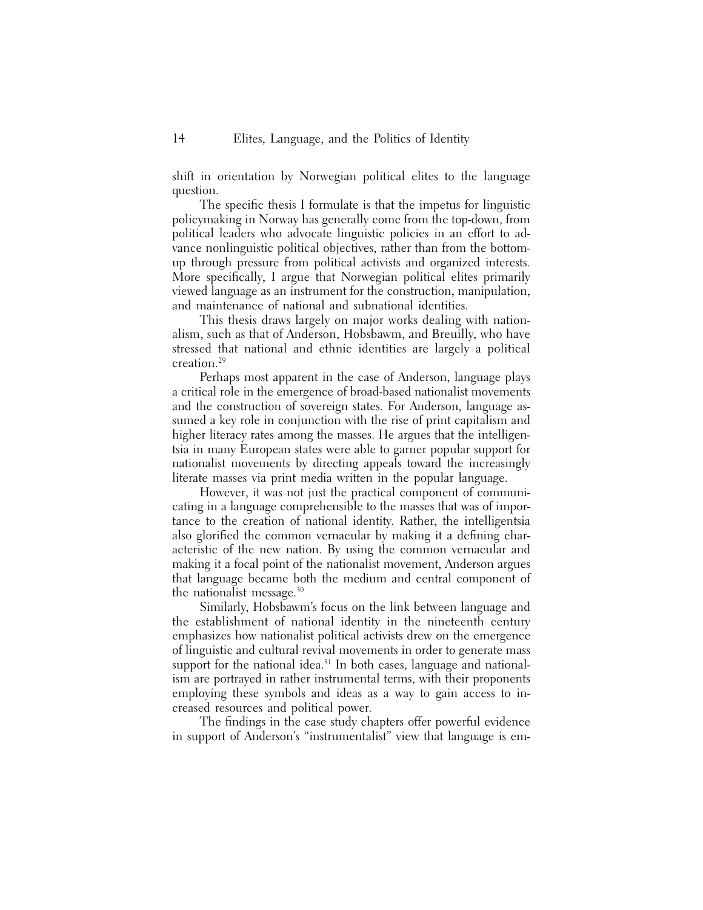shift in orientation by Norwegian political elites to the language question.

The specific thesis I formulate is that the impetus for linguistic policymaking in Norway has generally come from the top-down, from political leaders who advocate linguistic policies in an effort to advance nonlinguistic political objectives, rather than from the bottom-up through pressure from political activists and organized interests. More specifically, I argue that Norwegian political elites primarily viewed language as an instrument for the construction, manipulation, and maintenance of national and subnational identities.

This thesis draws largely on major works dealing with nationalism, such as that of Anderson, Hobsbawm, and Breuilly, who have stressed that national and ethnic identities are largely a political creation.[29]

Perhaps most apparent in the case of Anderson, language plays a critical role in the emergence of broad-based nationalist movements and the construction of sovereign states. For Anderson, language assumed a key role in conjunction with the rise of print capitalism and higher literacy rates among the masses. He argues that the intelligentsia in many European states were able to garner popular support for nationalist movements by directing appeals toward the increasingly literate masses via print media written in the popular language.

However, it was not just the practical component of communicating in a language comprehensible to the masses that was of importance to the creation of national identity. Rather, the intelligentsia also glorified the common vernacular by making it a defining characteristic of the new nation. By using the common vernacular and making it a focal point of the nationalist movement, Anderson argues that language became both the medium and central component of the nationalist message.[30]

Similarly, Hobsbawm's focus on the link between language and the establishment of national identity in the nineteenth century emphasizes how nationalist political activists drew on the emergence of linguistic and cultural revival movements in order to generate mass support for the national idea.[31] In both cases, language and nationalism are portrayed in rather instrumental terms, with their proponents employing these symbols and ideas as a way to gain access to increased resources and political power.

The findings in the case study chapters offer powerful evidence in support of Anderson's "instrumentalist" view that language is em-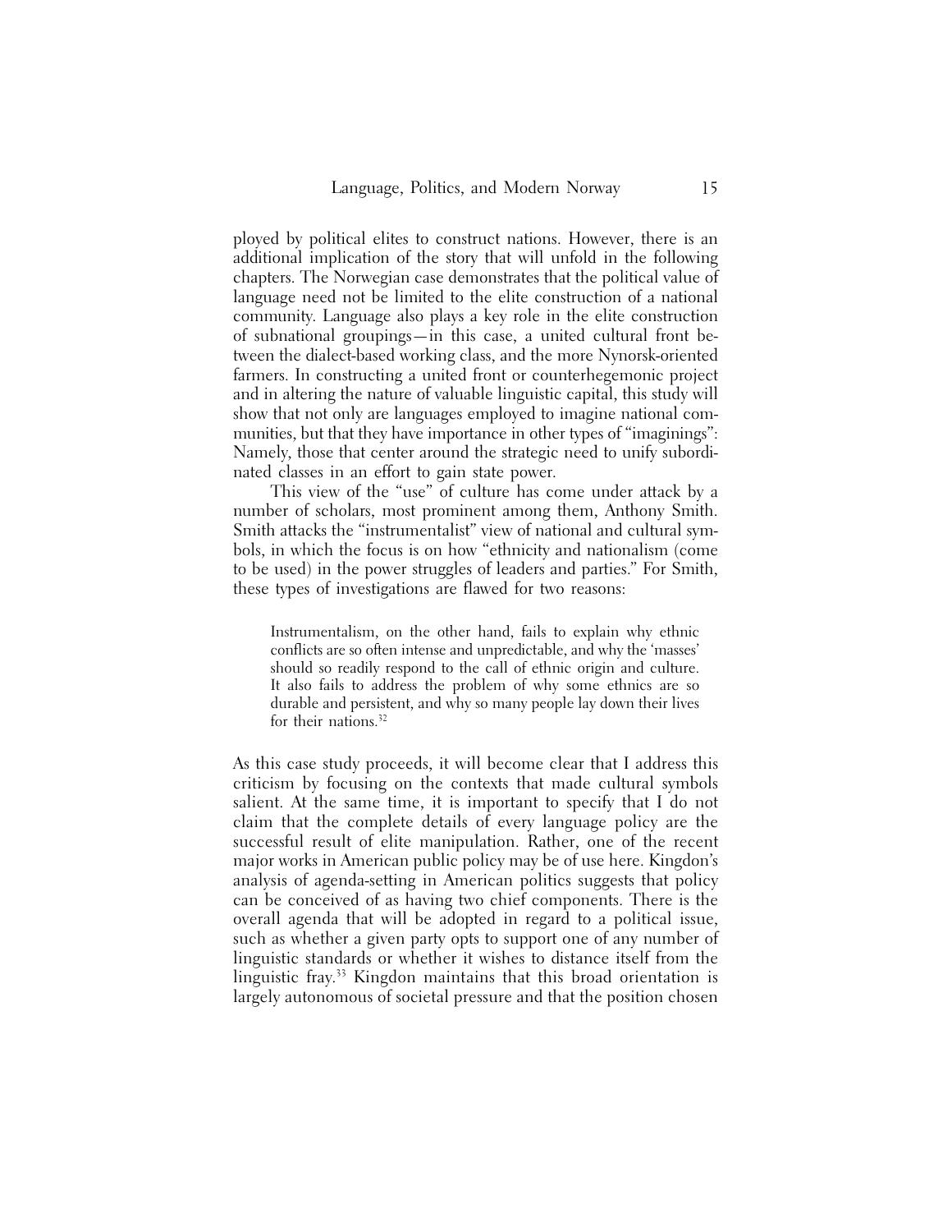ployed by political elites to construct nations. However, there is an additional implication of the story that will unfold in the following chapters. The Norwegian case demonstrates that the political value of language need not be limited to the elite construction of a national community. Language also plays a key role in the elite construction of subnational groupings—in this case, a united cultural front between the dialect-based working class, and the more Nynorsk-oriented farmers. In constructing a united front or counterhegemonic project and in altering the nature of valuable linguistic capital, this study will show that not only are languages employed to imagine national communities, but that they have importance in other types of "imaginings": Namely, those that center around the strategic need to unify subordinated classes in an effort to gain state power.

This view of the "use" of culture has come under attack by a number of scholars, most prominent among them, Anthony Smith. Smith attacks the "instrumentalist" view of national and cultural symbols, in which the focus is on how "ethnicity and nationalism (come to be used) in the power struggles of leaders and parties." For Smith, these types of investigations are flawed for two reasons:

> Instrumentalism, on the other hand, fails to explain why ethnic conflicts are so often intense and unpredictable, and why the 'masses' should so readily respond to the call of ethnic origin and culture. It also fails to address the problem of why some ethnics are so durable and persistent, and why so many people lay down their lives for their nations.[32]

As this case study proceeds, it will become clear that I address this criticism by focusing on the contexts that made cultural symbols salient. At the same time, it is important to specify that I do not claim that the complete details of every language policy are the successful result of elite manipulation. Rather, one of the recent major works in American public policy may be of use here. Kingdon's analysis of agenda-setting in American politics suggests that policy can be conceived of as having two chief components. There is the overall agenda that will be adopted in regard to a political issue, such as whether a given party opts to support one of any number of linguistic standards or whether it wishes to distance itself from the linguistic fray.[33] Kingdon maintains that this broad orientation is largely autonomous of societal pressure and that the position chosen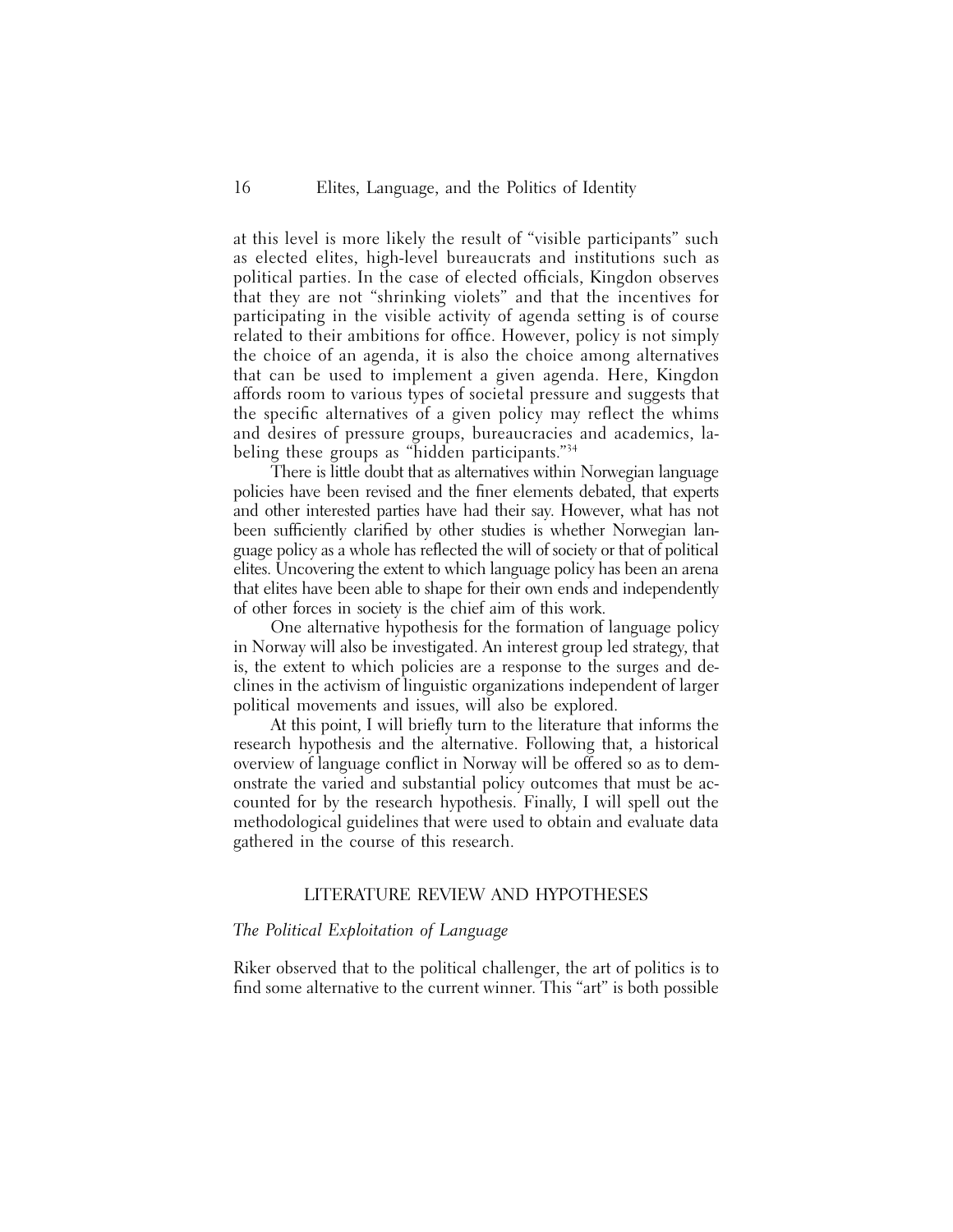at this level is more likely the result of "visible participants" such as elected elites, high-level bureaucrats and institutions such as political parties. In the case of elected officials, Kingdon observes that they are not "shrinking violets" and that the incentives for participating in the visible activity of agenda setting is of course related to their ambitions for office. However, policy is not simply the choice of an agenda, it is also the choice among alternatives that can be used to implement a given agenda. Here, Kingdon affords room to various types of societal pressure and suggests that the specific alternatives of a given policy may reflect the whims and desires of pressure groups, bureaucracies and academics, labeling these groups as "hidden participants."[34]

There is little doubt that as alternatives within Norwegian language policies have been revised and the finer elements debated, that experts and other interested parties have had their say. However, what has not been sufficiently clarified by other studies is whether Norwegian language policy as a whole has reflected the will of society or that of political elites. Uncovering the extent to which language policy has been an arena that elites have been able to shape for their own ends and independently of other forces in society is the chief aim of this work.

One alternative hypothesis for the formation of language policy in Norway will also be investigated. An interest group led strategy, that is, the extent to which policies are a response to the surges and declines in the activism of linguistic organizations independent of larger political movements and issues, will also be explored.

At this point, I will briefly turn to the literature that informs the research hypothesis and the alternative. Following that, a historical overview of language conflict in Norway will be offered so as to demonstrate the varied and substantial policy outcomes that must be accounted for by the research hypothesis. Finally, I will spell out the methodological guidelines that were used to obtain and evaluate data gathered in the course of this research.

## LITERATURE REVIEW AND HYPOTHESES

### *The Political Exploitation of Language*

Riker observed that to the political challenger, the art of politics is to find some alternative to the current winner. This "art" is both possible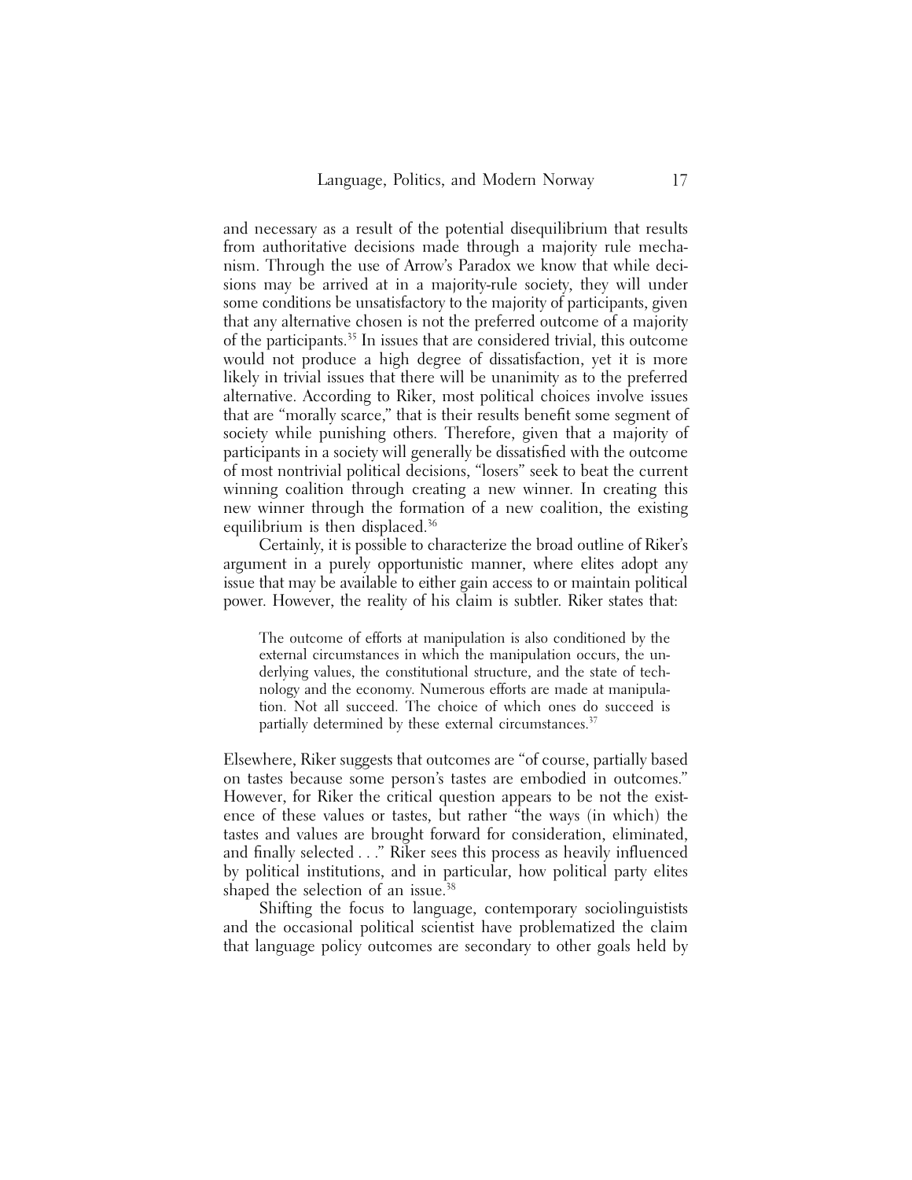and necessary as a result of the potential disequilibrium that results from authoritative decisions made through a majority rule mechanism. Through the use of Arrow's Paradox we know that while decisions may be arrived at in a majority-rule society, they will under some conditions be unsatisfactory to the majority of participants, given that any alternative chosen is not the preferred outcome of a majority of the participants.[35] In issues that are considered trivial, this outcome would not produce a high degree of dissatisfaction, yet it is more likely in trivial issues that there will be unanimity as to the preferred alternative. According to Riker, most political choices involve issues that are "morally scarce," that is their results benefit some segment of society while punishing others. Therefore, given that a majority of participants in a society will generally be dissatisfied with the outcome of most nontrivial political decisions, "losers" seek to beat the current winning coalition through creating a new winner. In creating this new winner through the formation of a new coalition, the existing equilibrium is then displaced.[36]

Certainly, it is possible to characterize the broad outline of Riker's argument in a purely opportunistic manner, where elites adopt any issue that may be available to either gain access to or maintain political power. However, the reality of his claim is subtler. Riker states that:

> The outcome of efforts at manipulation is also conditioned by the external circumstances in which the manipulation occurs, the underlying values, the constitutional structure, and the state of technology and the economy. Numerous efforts are made at manipulation. Not all succeed. The choice of which ones do succeed is partially determined by these external circumstances.[37]

Elsewhere, Riker suggests that outcomes are "of course, partially based on tastes because some person's tastes are embodied in outcomes." However, for Riker the critical question appears to be not the existence of these values or tastes, but rather "the ways (in which) the tastes and values are brought forward for consideration, eliminated, and finally selected . . ." Riker sees this process as heavily influenced by political institutions, and in particular, how political party elites shaped the selection of an issue.[38]

Shifting the focus to language, contemporary sociolinguists and the occasional political scientist have problematized the claim that language policy outcomes are secondary to other goals held by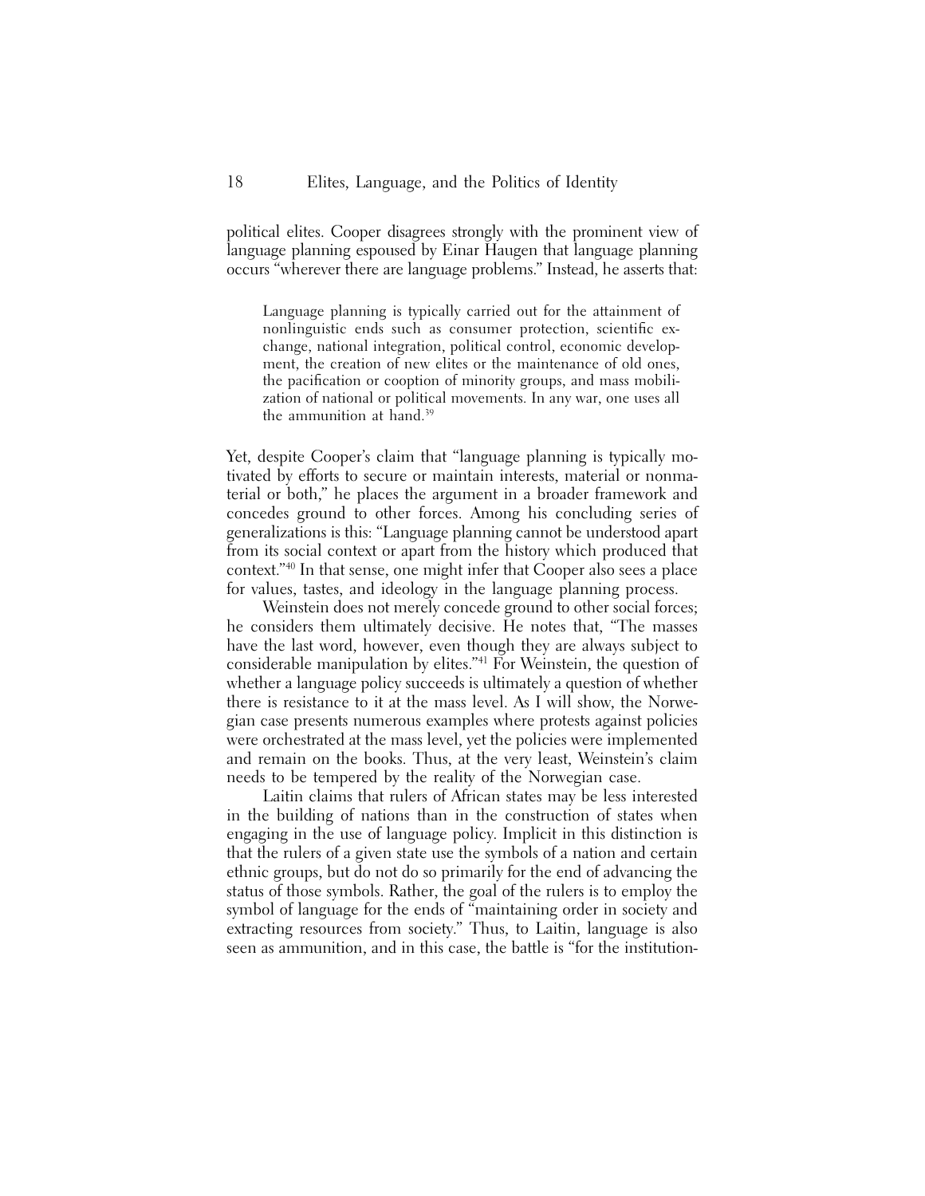political elites. Cooper disagrees strongly with the prominent view of language planning espoused by Einar Haugen that language planning occurs "wherever there are language problems." Instead, he asserts that:

> Language planning is typically carried out for the attainment of nonlinguistic ends such as consumer protection, scientific exchange, national integration, political control, economic development, the creation of new elites or the maintenance of old ones, the pacification or cooption of minority groups, and mass mobilization of national or political movements. In any war, one uses all the ammunition at hand.[39]

Yet, despite Cooper's claim that "language planning is typically motivated by efforts to secure or maintain interests, material or nonmaterial or both," he places the argument in a broader framework and concedes ground to other forces. Among his concluding series of generalizations is this: "Language planning cannot be understood apart from its social context or apart from the history which produced that context."[40] In that sense, one might infer that Cooper also sees a place for values, tastes, and ideology in the language planning process.

Weinstein does not merely concede ground to other social forces; he considers them ultimately decisive. He notes that, "The masses have the last word, however, even though they are always subject to considerable manipulation by elites."[41] For Weinstein, the question of whether a language policy succeeds is ultimately a question of whether there is resistance to it at the mass level. As I will show, the Norwegian case presents numerous examples where protests against policies were orchestrated at the mass level, yet the policies were implemented and remain on the books. Thus, at the very least, Weinstein's claim needs to be tempered by the reality of the Norwegian case.

Laitin claims that rulers of African states may be less interested in the building of nations than in the construction of states when engaging in the use of language policy. Implicit in this distinction is that the rulers of a given state use the symbols of a nation and certain ethnic groups, but do not do so primarily for the end of advancing the status of those symbols. Rather, the goal of the rulers is to employ the symbol of language for the ends of "maintaining order in society and extracting resources from society." Thus, to Laitin, language is also seen as ammunition, and in this case, the battle is "for the institution-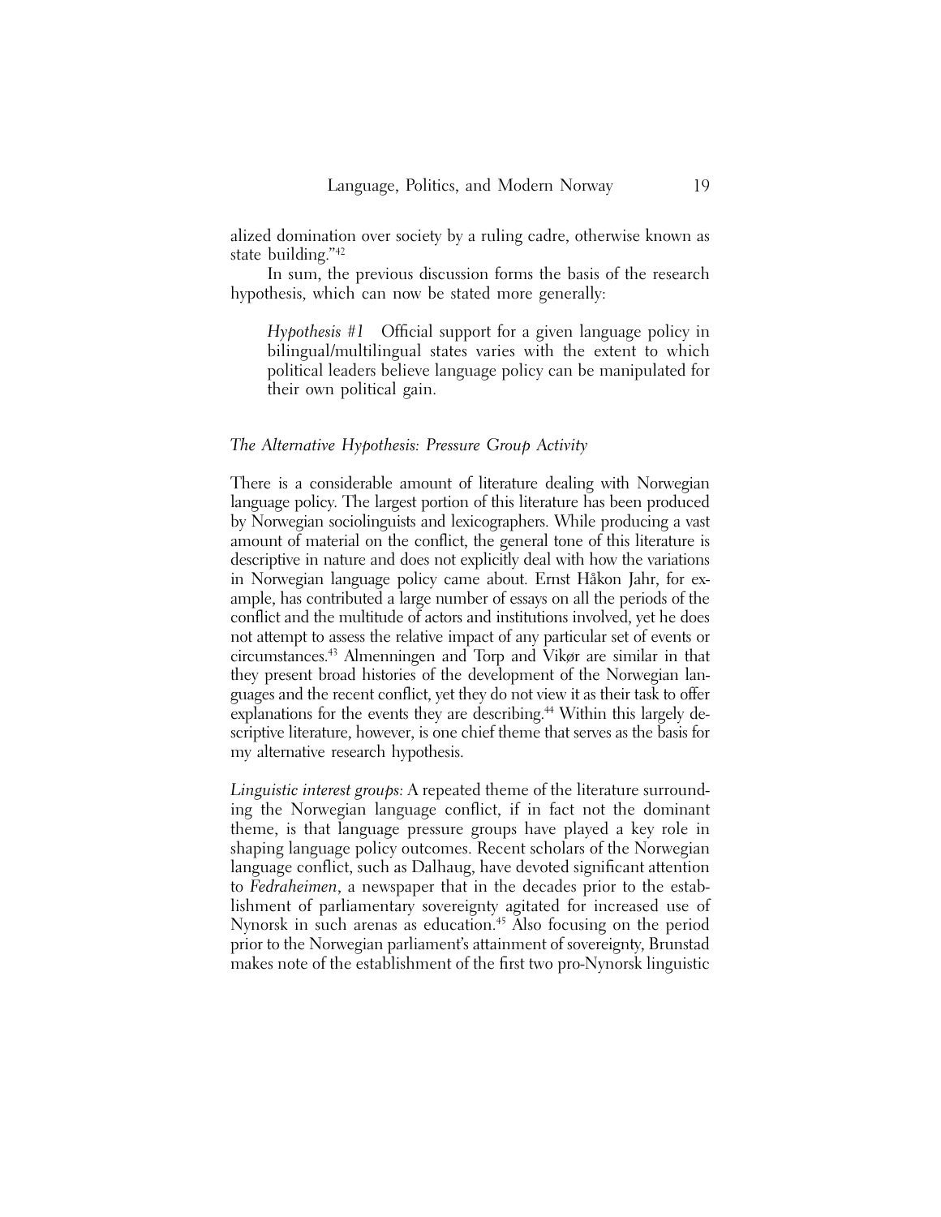alized domination over society by a ruling cadre, otherwise known as state building."[42]

In sum, the previous discussion forms the basis of the research hypothesis, which can now be stated more generally:

> *Hypothesis #1* Official support for a given language policy in bilingual/multilingual states varies with the extent to which political leaders believe language policy can be manipulated for their own political gain.

### *The Alternative Hypothesis: Pressure Group Activity*

There is a considerable amount of literature dealing with Norwegian language policy. The largest portion of this literature has been produced by Norwegian sociolinguists and lexicographers. While producing a vast amount of material on the conflict, the general tone of this literature is descriptive in nature and does not explicitly deal with how the variations in Norwegian language policy came about. Ernst Håkon Jahr, for example, has contributed a large number of essays on all the periods of the conflict and the multitude of actors and institutions involved, yet he does not attempt to assess the relative impact of any particular set of events or circumstances.[43] Almenningen and Torp and Vikør are similar in that they present broad histories of the development of the Norwegian languages and the recent conflict, yet they do not view it as their task to offer explanations for the events they are describing.[44] Within this largely descriptive literature, however, is one chief theme that serves as the basis for my alternative research hypothesis.

*Linguistic interest groups:* A repeated theme of the literature surrounding the Norwegian language conflict, if in fact not the dominant theme, is that language pressure groups have played a key role in shaping language policy outcomes. Recent scholars of the Norwegian language conflict, such as Dalhaug, have devoted significant attention to *Fedraheimen*, a newspaper that in the decades prior to the establishment of parliamentary sovereignty agitated for increased use of Nynorsk in such arenas as education.[45] Also focusing on the period prior to the Norwegian parliament's attainment of sovereignty, Brunstad makes note of the establishment of the first two pro-Nynorsk linguistic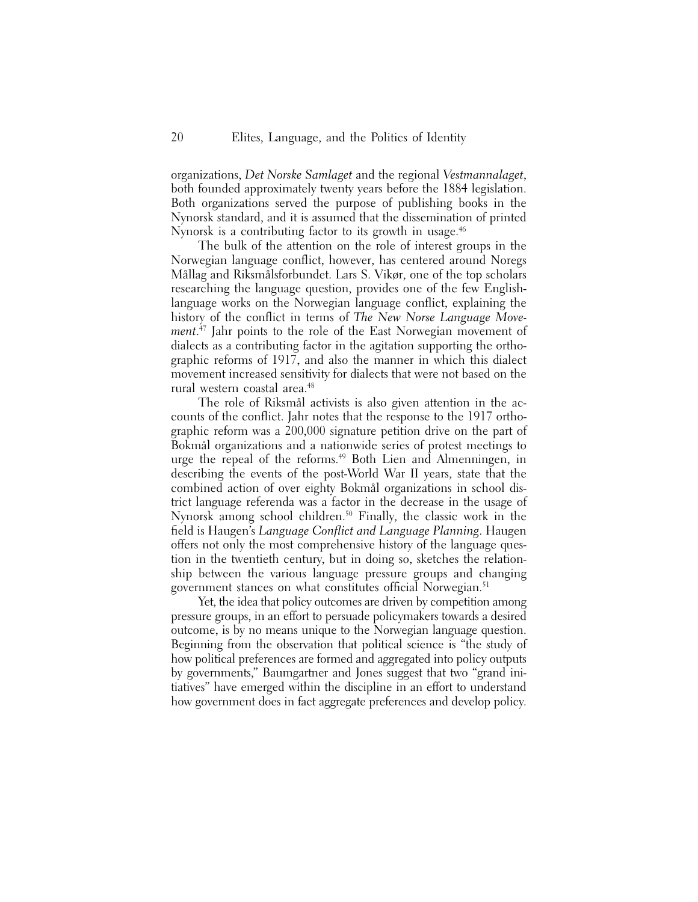organizations, *Det Norske Samlaget* and the regional *Vestmannalaget*, both founded approximately twenty years before the 1884 legislation. Both organizations served the purpose of publishing books in the Nynorsk standard, and it is assumed that the dissemination of printed Nynorsk is a contributing factor to its growth in usage.[46]

The bulk of the attention on the role of interest groups in the Norwegian language conflict, however, has centered around Noregs Mållag and Riksmålsforbundet. Lars S. Vikør, one of the top scholars researching the language question, provides one of the few English-language works on the Norwegian language conflict, explaining the history of the conflict in terms of *The New Norse Language Movement*.[47] Jahr points to the role of the East Norwegian movement of dialects as a contributing factor in the agitation supporting the orthographic reforms of 1917, and also the manner in which this dialect movement increased sensitivity for dialects that were not based on the rural western coastal area.[48]

The role of Riksmål activists is also given attention in the accounts of the conflict. Jahr notes that the response to the 1917 orthographic reform was a 200,000 signature petition drive on the part of Bokmål organizations and a nationwide series of protest meetings to urge the repeal of the reforms.[49] Both Lien and Almenningen, in describing the events of the post-World War II years, state that the combined action of over eighty Bokmål organizations in school district language referenda was a factor in the decrease in the usage of Nynorsk among school children.[50] Finally, the classic work in the field is Haugen's *Language Conflict and Language Planning*. Haugen offers not only the most comprehensive history of the language question in the twentieth century, but in doing so, sketches the relationship between the various language pressure groups and changing government stances on what constitutes official Norwegian.[51]

Yet, the idea that policy outcomes are driven by competition among pressure groups, in an effort to persuade policymakers towards a desired outcome, is by no means unique to the Norwegian language question. Beginning from the observation that political science is "the study of how political preferences are formed and aggregated into policy outputs by governments," Baumgartner and Jones suggest that two "grand initiatives" have emerged within the discipline in an effort to understand how government does in fact aggregate preferences and develop policy.